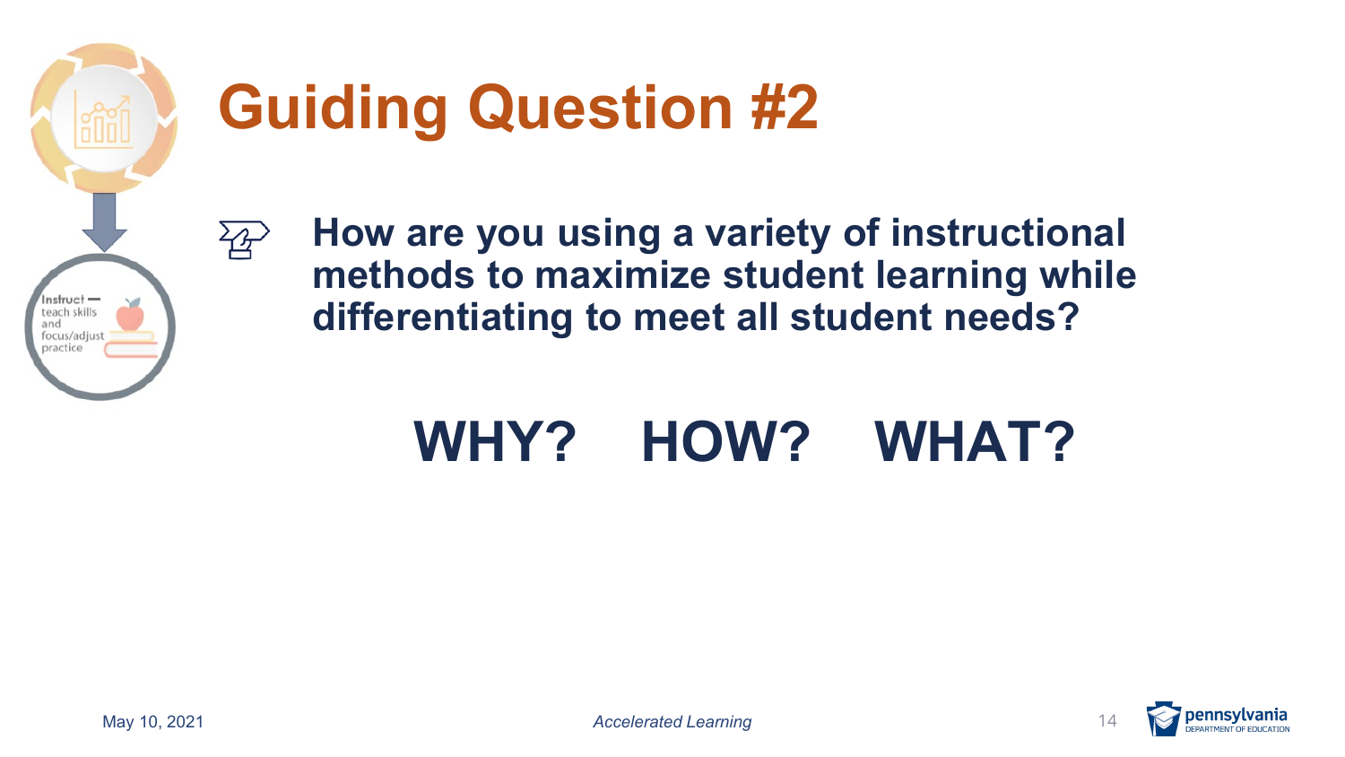# Guiding Question #2

Instruct — teach skills and focus/adjust practice

**How are you using a variety of instructional methods to maximize student learning while differentiating to meet all student needs?**

**WHY? HOW? WHAT?**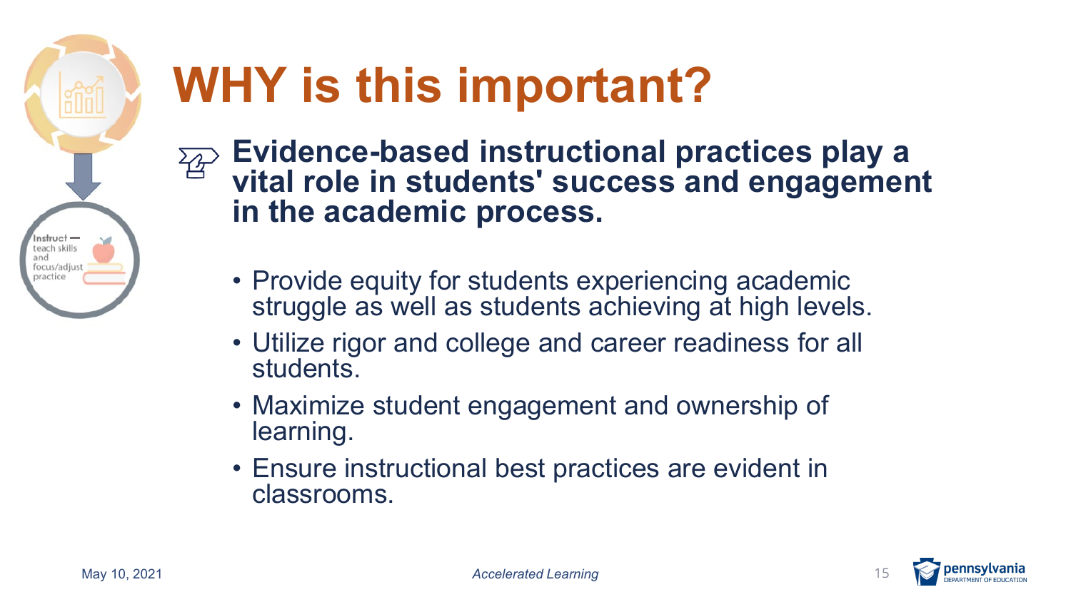# WHY is this important?

**Evidence-based instructional practices play a vital role in students' success and engagement in the academic process.**

- Provide equity for students experiencing academic struggle as well as students achieving at high levels.
- Utilize rigor and college and career readiness for all students.
- Maximize student engagement and ownership of learning.
- Ensure instructional best practices are evident in classrooms.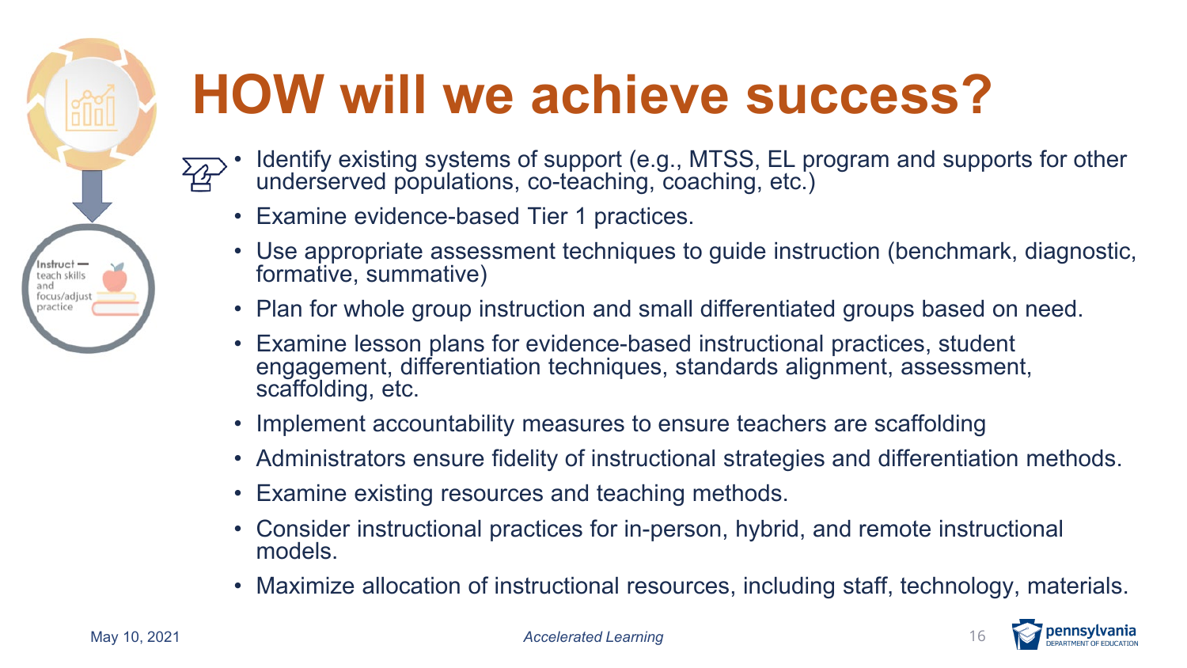# HOW will we achieve success?

Instruct — teach skills and focus/adjust practice

- Identify existing systems of support (e.g., MTSS, EL program and supports for other underserved populations, co-teaching, coaching, etc.)
- Examine evidence-based Tier 1 practices.
- Use appropriate assessment techniques to guide instruction (benchmark, diagnostic, formative, summative)
- Plan for whole group instruction and small differentiated groups based on need.
- Examine lesson plans for evidence-based instructional practices, student engagement, differentiation techniques, standards alignment, assessment, scaffolding, etc.
- Implement accountability measures to ensure teachers are scaffolding
- Administrators ensure fidelity of instructional strategies and differentiation methods.
- Examine existing resources and teaching methods.
- Consider instructional practices for in-person, hybrid, and remote instructional models.
- Maximize allocation of instructional resources, including staff, technology, materials.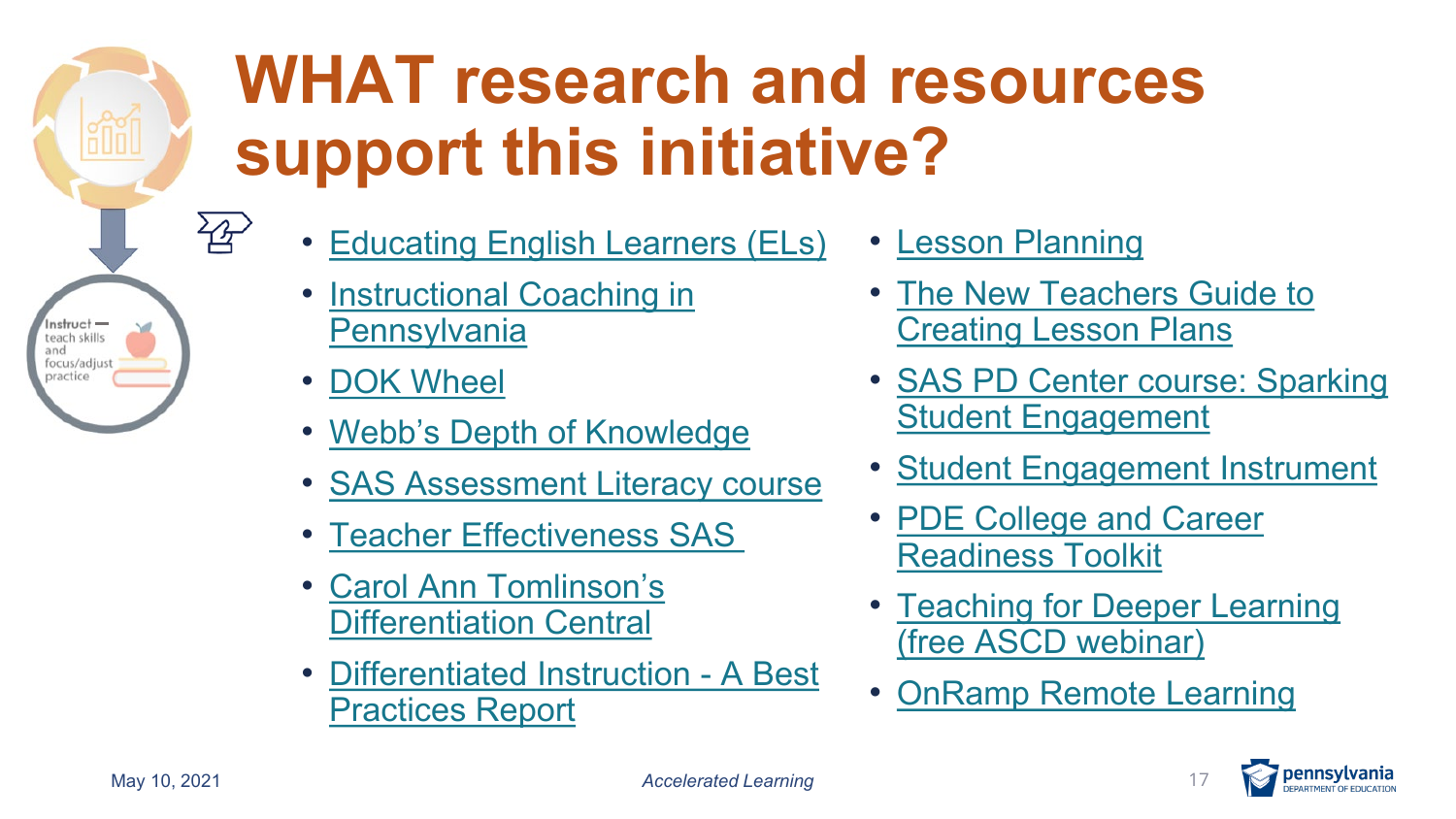# WHAT research and resources support this initiative?

Instruct — teach skills and focus/adjust practice

- Educating English Learners (ELs)
- Instructional Coaching in Pennsylvania
- DOK Wheel
- Webb's Depth of Knowledge
- SAS Assessment Literacy course
- Teacher Effectiveness SAS
- Carol Ann Tomlinson's Differentiation Central
- Differentiated Instruction - A Best Practices Report
- Lesson Planning
- The New Teachers Guide to Creating Lesson Plans
- SAS PD Center course: Sparking Student Engagement
- Student Engagement Instrument
- PDE College and Career Readiness Toolkit
- Teaching for Deeper Learning (free ASCD webinar)
- OnRamp Remote Learning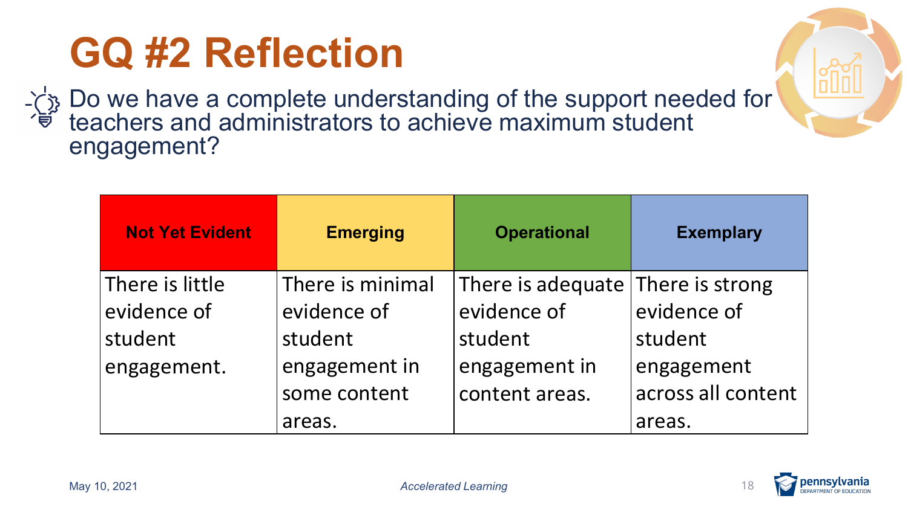# GQ #2 Reflection

Do we have a complete understanding of the support needed for teachers and administrators to achieve maximum student engagement?

| Not Yet Evident | Emerging | Operational | Exemplary |
| --- | --- | --- | --- |
| There is little evidence of student engagement. | There is minimal evidence of student engagement in some content areas. | There is adequate evidence of student engagement in content areas. | There is strong evidence of student engagement across all content areas. |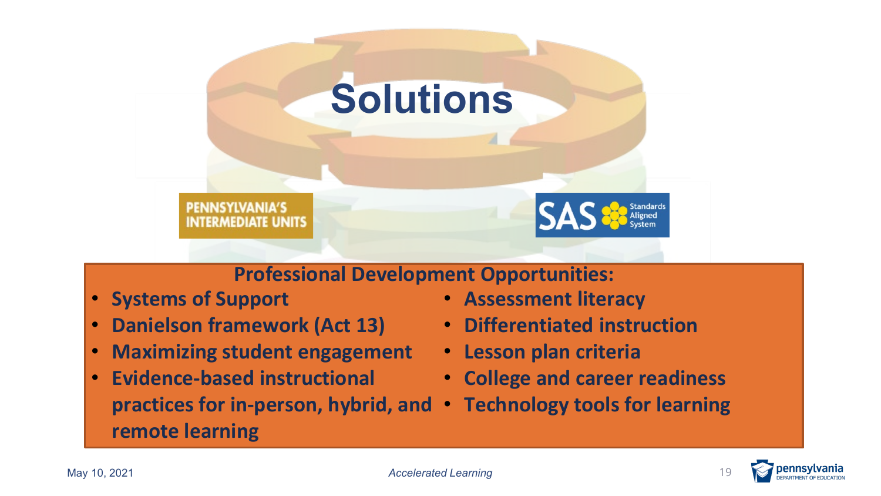# Solutions

PENNSYLVANIA'S INTERMEDIATE UNITS

SAS Standards Aligned System

**Professional Development Opportunities:**

- **Systems of Support**
- **Danielson framework (Act 13)**
- **Maximizing student engagement**
- **Evidence-based instructional practices for in-person, hybrid, and remote learning**
- **Assessment literacy**
- **Differentiated instruction**
- **Lesson plan criteria**
- **College and career readiness**
- **Technology tools for learning**